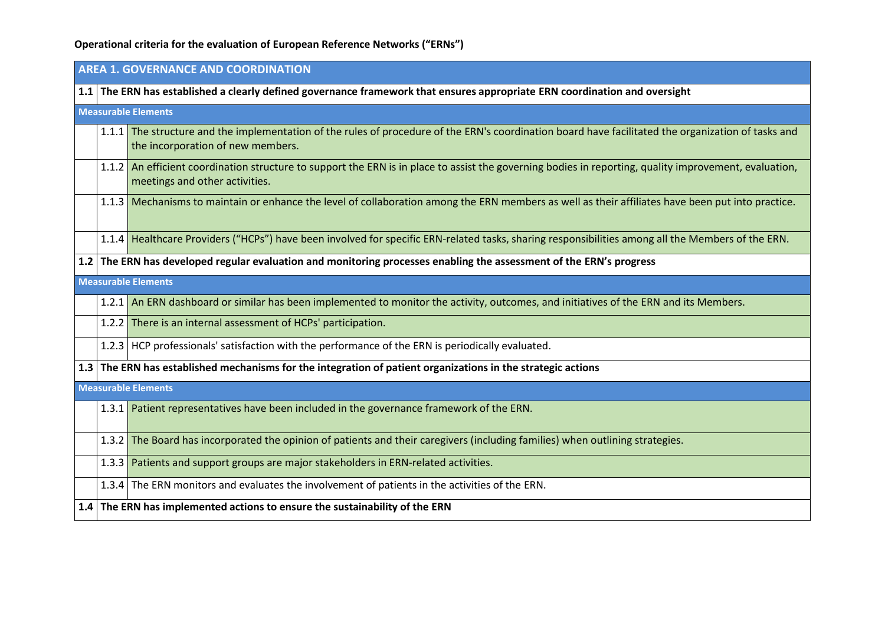**Operational criteria for the evaluation of European Reference Networks ("ERNs")**

| AREA 1. GOVERNANCE AND COORDINATION | | |
|---|---|---|
| **1.1** | **The ERN has established a clearly defined governance framework that ensures appropriate ERN coordination and oversight** | |
| **Measurable Elements** | | |
| | 1.1.1 | The structure and the implementation of the rules of procedure of the ERN's coordination board have facilitated the organization of tasks and the incorporation of new members. |
| | 1.1.2 | An efficient coordination structure to support the ERN is in place to assist the governing bodies in reporting, quality improvement, evaluation, meetings and other activities. |
| | 1.1.3 | Mechanisms to maintain or enhance the level of collaboration among the ERN members as well as their affiliates have been put into practice. |
| | 1.1.4 | Healthcare Providers ("HCPs") have been involved for specific ERN-related tasks, sharing responsibilities among all the Members of the ERN. |
| **1.2** | **The ERN has developed regular evaluation and monitoring processes enabling the assessment of the ERN's progress** | |
| **Measurable Elements** | | |
| | 1.2.1 | An ERN dashboard or similar has been implemented to monitor the activity, outcomes, and initiatives of the ERN and its Members. |
| | 1.2.2 | There is an internal assessment of HCPs' participation. |
| | 1.2.3 | HCP professionals' satisfaction with the performance of the ERN is periodically evaluated. |
| **1.3** | **The ERN has established mechanisms for the integration of patient organizations in the strategic actions** | |
| **Measurable Elements** | | |
| | 1.3.1 | Patient representatives have been included in the governance framework of the ERN. |
| | 1.3.2 | The Board has incorporated the opinion of patients and their caregivers (including families) when outlining strategies. |
| | 1.3.3 | Patients and support groups are major stakeholders in ERN-related activities. |
| | 1.3.4 | The ERN monitors and evaluates the involvement of patients in the activities of the ERN. |
| **1.4** | **The ERN has implemented actions to ensure the sustainability of the ERN** | |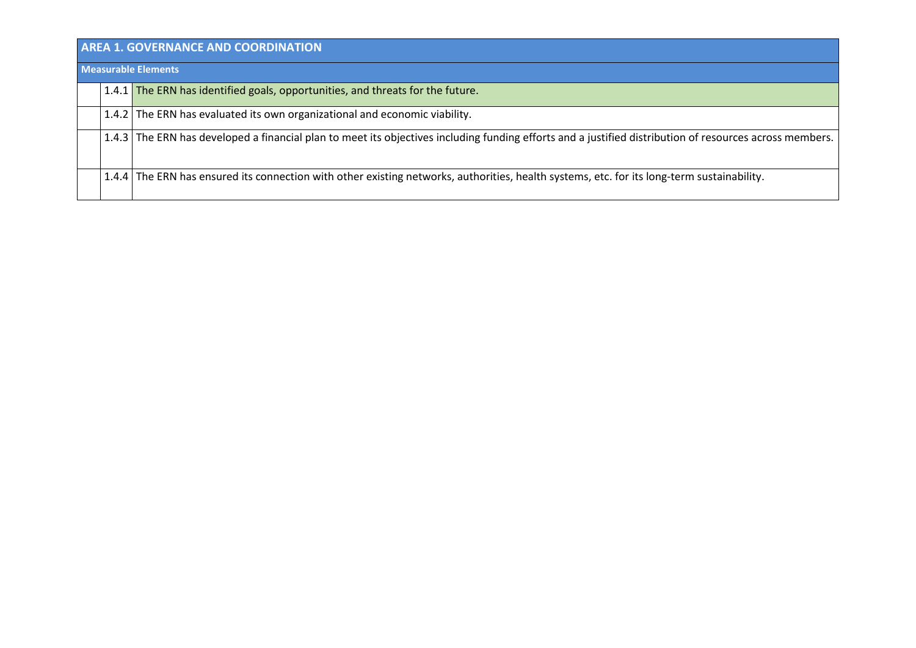| AREA 1. GOVERNANCE AND COORDINATION | | |
|---|---|---|
| **Measurable Elements** | | |
| | 1.4.1 | The ERN has identified goals, opportunities, and threats for the future. |
| | 1.4.2 | The ERN has evaluated its own organizational and economic viability. |
| | 1.4.3 | The ERN has developed a financial plan to meet its objectives including funding efforts and a justified distribution of resources across members. |
| | 1.4.4 | The ERN has ensured its connection with other existing networks, authorities, health systems, etc. for its long-term sustainability. |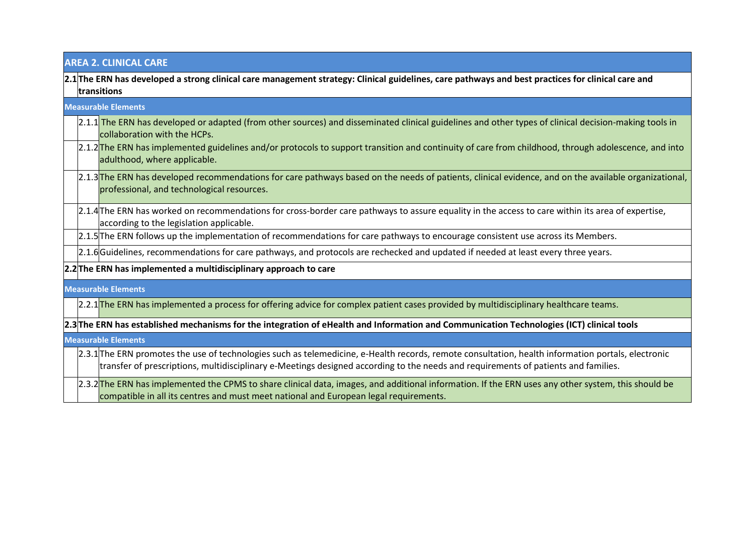| | | |
|---|---|---|
| **AREA 2. CLINICAL CARE** | | |
| **2.1** | **The ERN has developed a strong clinical care management strategy: Clinical guidelines, care pathways and best practices for clinical care and transitions** | |
| **Measurable Elements** | | |
| | 2.1.1 | The ERN has developed or adapted (from other sources) and disseminated clinical guidelines and other types of clinical decision-making tools in collaboration with the HCPs. |
| | 2.1.2 | The ERN has implemented guidelines and/or protocols to support transition and continuity of care from childhood, through adolescence, and into adulthood, where applicable. |
| | 2.1.3 | The ERN has developed recommendations for care pathways based on the needs of patients, clinical evidence, and on the available organizational, professional, and technological resources. |
| | 2.1.4 | The ERN has worked on recommendations for cross-border care pathways to assure equality in the access to care within its area of expertise, according to the legislation applicable. |
| | 2.1.5 | The ERN follows up the implementation of recommendations for care pathways to encourage consistent use across its Members. |
| | 2.1.6 | Guidelines, recommendations for care pathways, and protocols are rechecked and updated if needed at least every three years. |
| **2.2** | **The ERN has implemented a multidisciplinary approach to care** | |
| **Measurable Elements** | | |
| | 2.2.1 | The ERN has implemented a process for offering advice for complex patient cases provided by multidisciplinary healthcare teams. |
| **2.3** | **The ERN has established mechanisms for the integration of eHealth and Information and Communication Technologies (ICT) clinical tools** | |
| **Measurable Elements** | | |
| | 2.3.1 | The ERN promotes the use of technologies such as telemedicine, e-Health records, remote consultation, health information portals, electronic transfer of prescriptions, multidisciplinary e-Meetings designed according to the needs and requirements of patients and families. |
| | 2.3.2 | The ERN has implemented the CPMS to share clinical data, images, and additional information. If the ERN uses any other system, this should be compatible in all its centres and must meet national and European legal requirements. |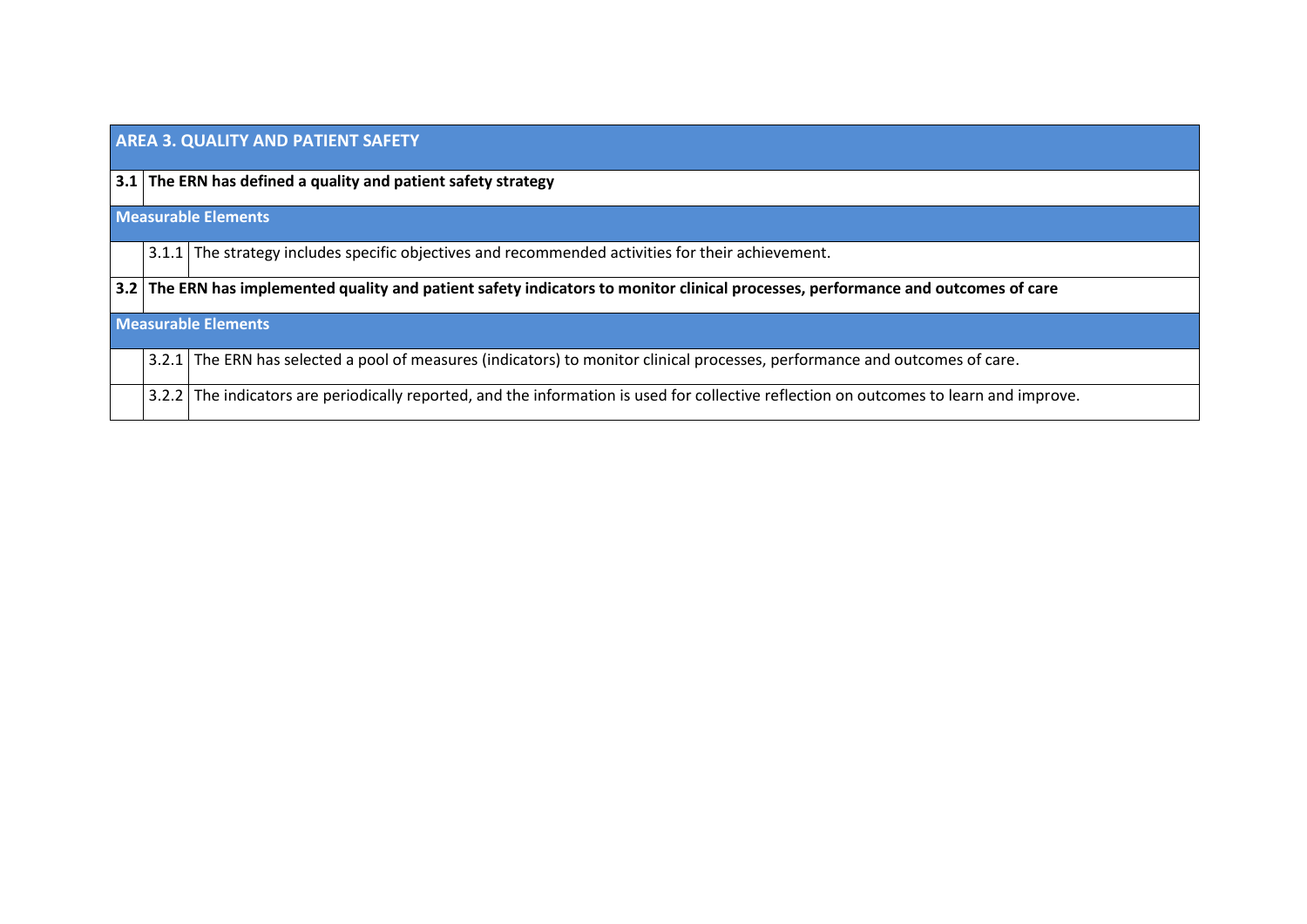| AREA 3. QUALITY AND PATIENT SAFETY | | |
|---|---|---|
| **3.1** | **The ERN has defined a quality and patient safety strategy** | |
| **Measurable Elements** | | |
| | 3.1.1 | The strategy includes specific objectives and recommended activities for their achievement. |
| **3.2** | **The ERN has implemented quality and patient safety indicators to monitor clinical processes, performance and outcomes of care** | |
| **Measurable Elements** | | |
| | 3.2.1 | The ERN has selected a pool of measures (indicators) to monitor clinical processes, performance and outcomes of care. |
| | 3.2.2 | The indicators are periodically reported, and the information is used for collective reflection on outcomes to learn and improve. |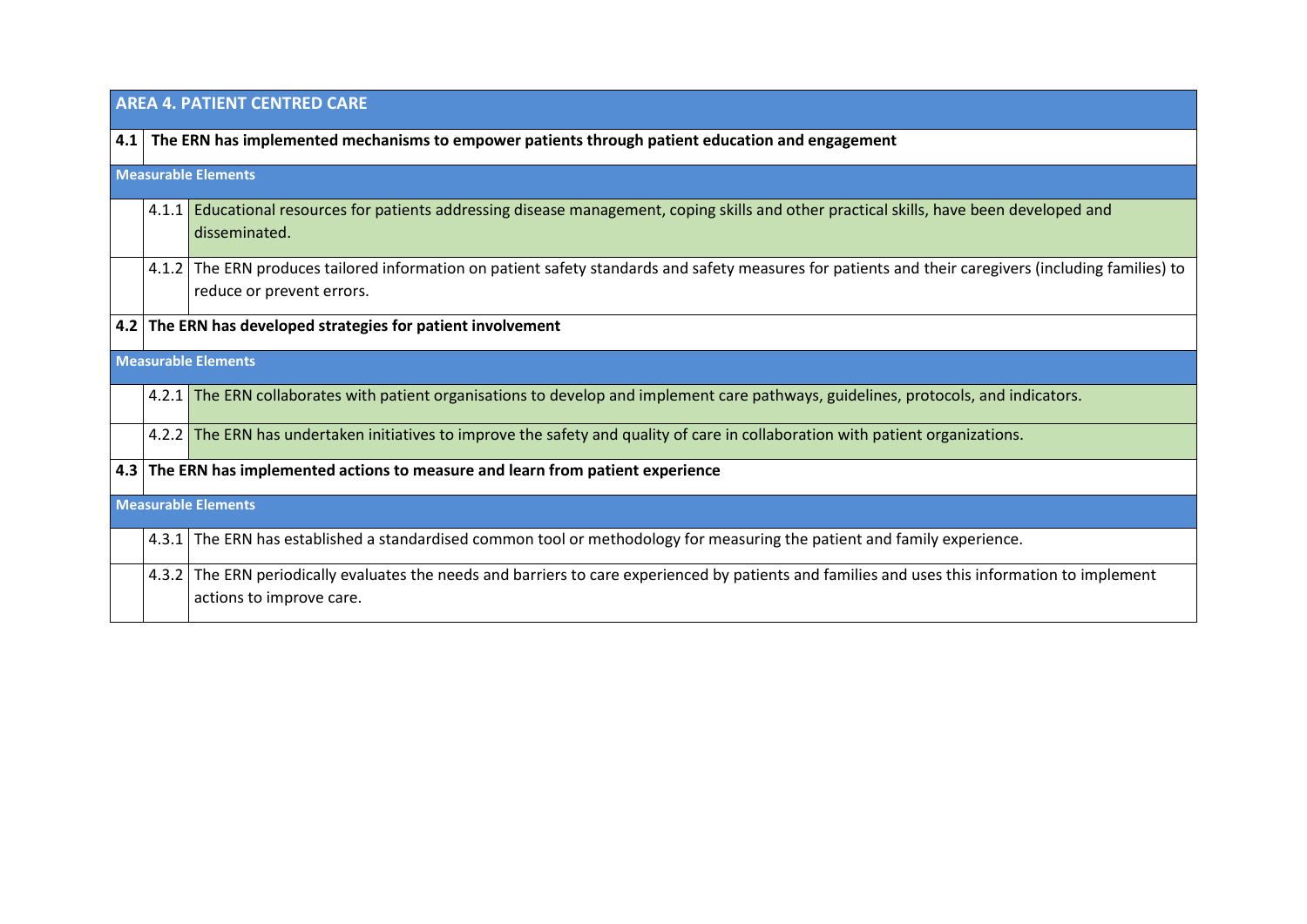| AREA 4. PATIENT CENTRED CARE | | |
|---|---|---|
| **4.1** | **The ERN has implemented mechanisms to empower patients through patient education and engagement** | |
| **Measurable Elements** | | |
| | 4.1.1 | Educational resources for patients addressing disease management, coping skills and other practical skills, have been developed and disseminated. |
| | 4.1.2 | The ERN produces tailored information on patient safety standards and safety measures for patients and their caregivers (including families) to reduce or prevent errors. |
| **4.2** | **The ERN has developed strategies for patient involvement** | |
| **Measurable Elements** | | |
| | 4.2.1 | The ERN collaborates with patient organisations to develop and implement care pathways, guidelines, protocols, and indicators. |
| | 4.2.2 | The ERN has undertaken initiatives to improve the safety and quality of care in collaboration with patient organizations. |
| **4.3** | **The ERN has implemented actions to measure and learn from patient experience** | |
| **Measurable Elements** | | |
| | 4.3.1 | The ERN has established a standardised common tool or methodology for measuring the patient and family experience. |
| | 4.3.2 | The ERN periodically evaluates the needs and barriers to care experienced by patients and families and uses this information to implement actions to improve care. |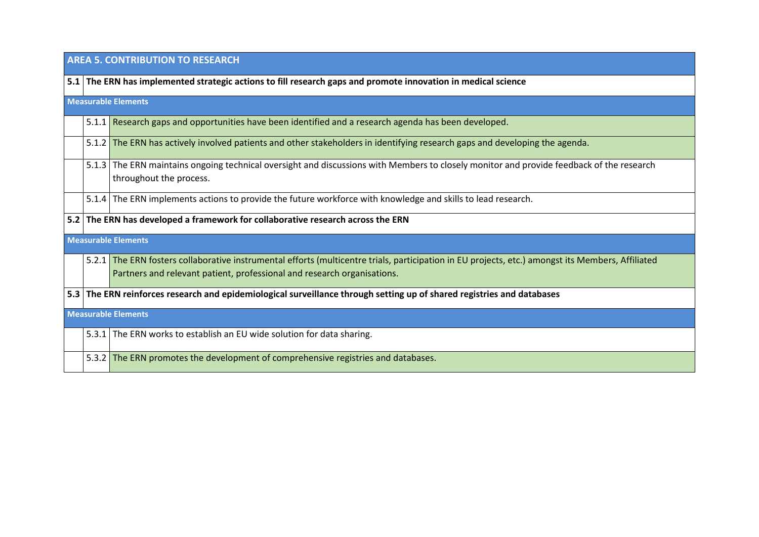| AREA 5. CONTRIBUTION TO RESEARCH | | |
|---|---|---|
| **5.1** | **The ERN has implemented strategic actions to fill research gaps and promote innovation in medical science** | |
| **Measurable Elements** | | |
| | 5.1.1 | Research gaps and opportunities have been identified and a research agenda has been developed. |
| | 5.1.2 | The ERN has actively involved patients and other stakeholders in identifying research gaps and developing the agenda. |
| | 5.1.3 | The ERN maintains ongoing technical oversight and discussions with Members to closely monitor and provide feedback of the research throughout the process. |
| | 5.1.4 | The ERN implements actions to provide the future workforce with knowledge and skills to lead research. |
| **5.2** | **The ERN has developed a framework for collaborative research across the ERN** | |
| **Measurable Elements** | | |
| | 5.2.1 | The ERN fosters collaborative instrumental efforts (multicentre trials, participation in EU projects, etc.) amongst its Members, Affiliated Partners and relevant patient, professional and research organisations. |
| **5.3** | **The ERN reinforces research and epidemiological surveillance through setting up of shared registries and databases** | |
| **Measurable Elements** | | |
| | 5.3.1 | The ERN works to establish an EU wide solution for data sharing. |
| | 5.3.2 | The ERN promotes the development of comprehensive registries and databases. |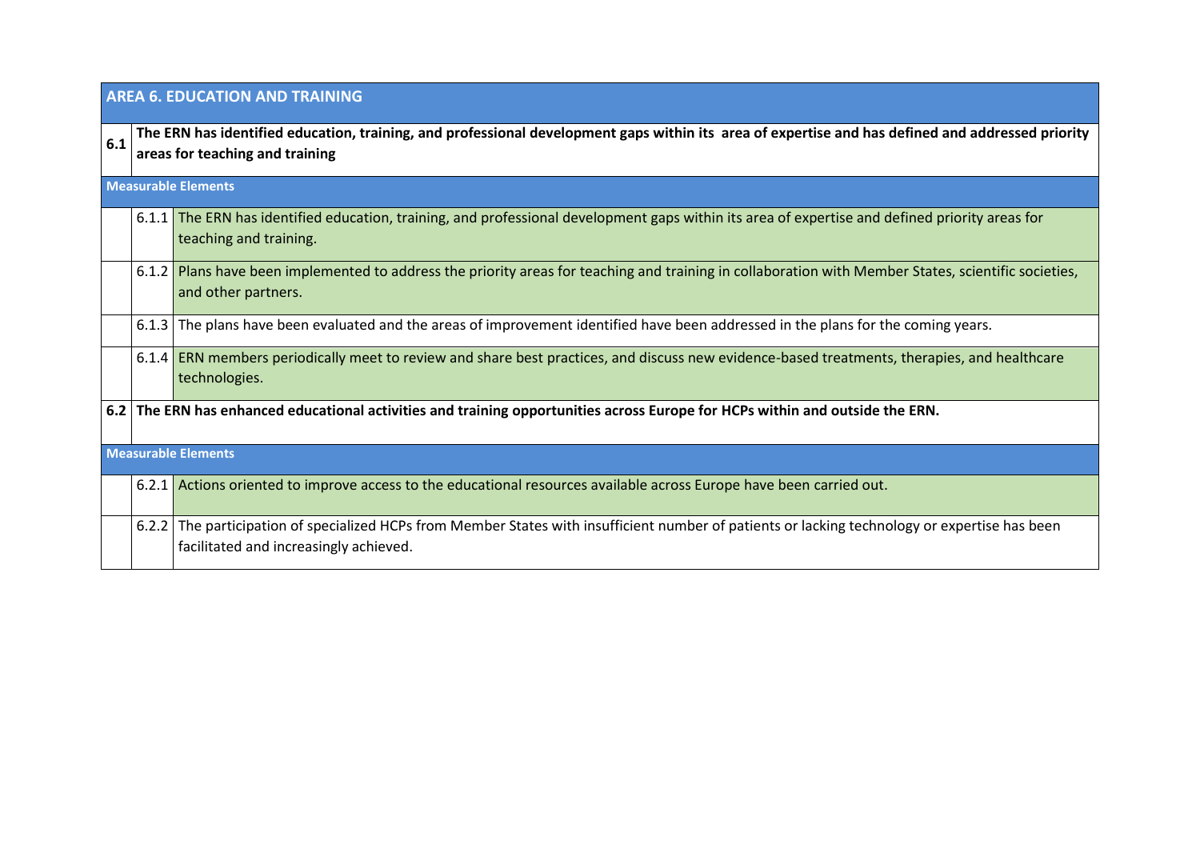| AREA 6. EDUCATION AND TRAINING | | |
|---|---|---|
| **6.1** | **The ERN has identified education, training, and professional development gaps within its area of expertise and has defined and addressed priority areas for teaching and training** | |
| **Measurable Elements** | | |
| | 6.1.1 | The ERN has identified education, training, and professional development gaps within its area of expertise and defined priority areas for teaching and training. |
| | 6.1.2 | Plans have been implemented to address the priority areas for teaching and training in collaboration with Member States, scientific societies, and other partners. |
| | 6.1.3 | The plans have been evaluated and the areas of improvement identified have been addressed in the plans for the coming years. |
| | 6.1.4 | ERN members periodically meet to review and share best practices, and discuss new evidence-based treatments, therapies, and healthcare technologies. |
| **6.2** | **The ERN has enhanced educational activities and training opportunities across Europe for HCPs within and outside the ERN.** | |
| **Measurable Elements** | | |
| | 6.2.1 | Actions oriented to improve access to the educational resources available across Europe have been carried out. |
| | 6.2.2 | The participation of specialized HCPs from Member States with insufficient number of patients or lacking technology or expertise has been facilitated and increasingly achieved. |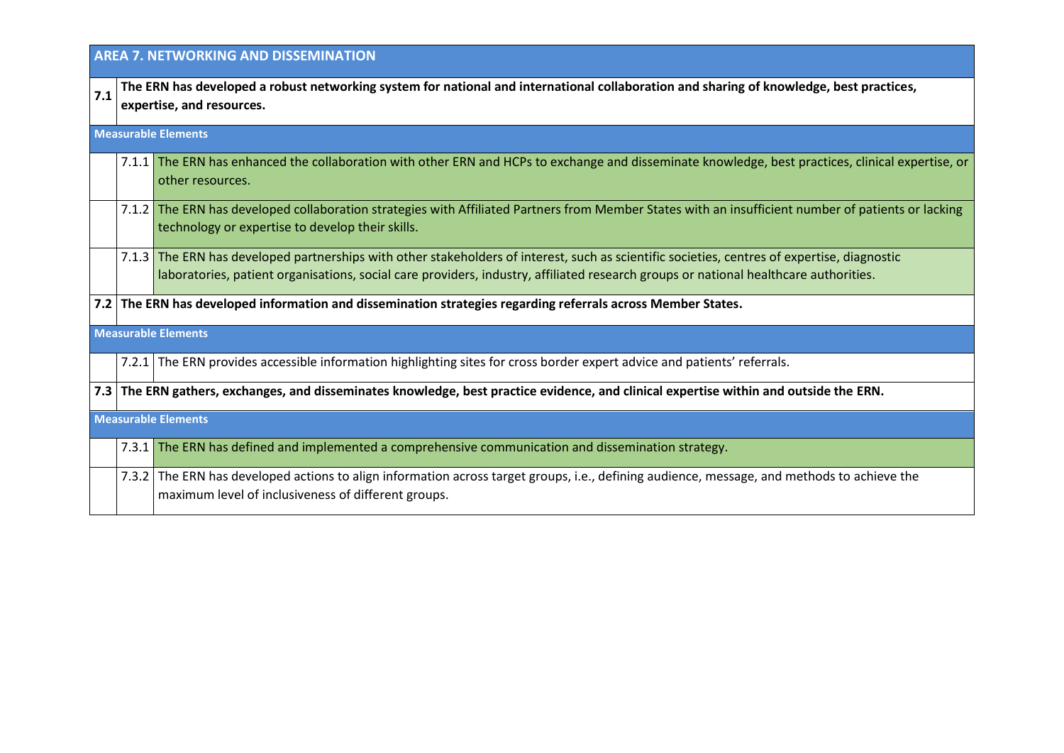| AREA 7. NETWORKING AND DISSEMINATION | | |
|---|---|---|
| **7.1** | **The ERN has developed a robust networking system for national and international collaboration and sharing of knowledge, best practices, expertise, and resources.** | |
| **Measurable Elements** | | |
| | 7.1.1 | The ERN has enhanced the collaboration with other ERN and HCPs to exchange and disseminate knowledge, best practices, clinical expertise, or other resources. |
| | 7.1.2 | The ERN has developed collaboration strategies with Affiliated Partners from Member States with an insufficient number of patients or lacking technology or expertise to develop their skills. |
| | 7.1.3 | The ERN has developed partnerships with other stakeholders of interest, such as scientific societies, centres of expertise, diagnostic laboratories, patient organisations, social care providers, industry, affiliated research groups or national healthcare authorities. |
| **7.2** | **The ERN has developed information and dissemination strategies regarding referrals across Member States.** | |
| **Measurable Elements** | | |
| | 7.2.1 | The ERN provides accessible information highlighting sites for cross border expert advice and patients' referrals. |
| **7.3** | **The ERN gathers, exchanges, and disseminates knowledge, best practice evidence, and clinical expertise within and outside the ERN.** | |
| **Measurable Elements** | | |
| | 7.3.1 | The ERN has defined and implemented a comprehensive communication and dissemination strategy. |
| | 7.3.2 | The ERN has developed actions to align information across target groups, i.e., defining audience, message, and methods to achieve the maximum level of inclusiveness of different groups. |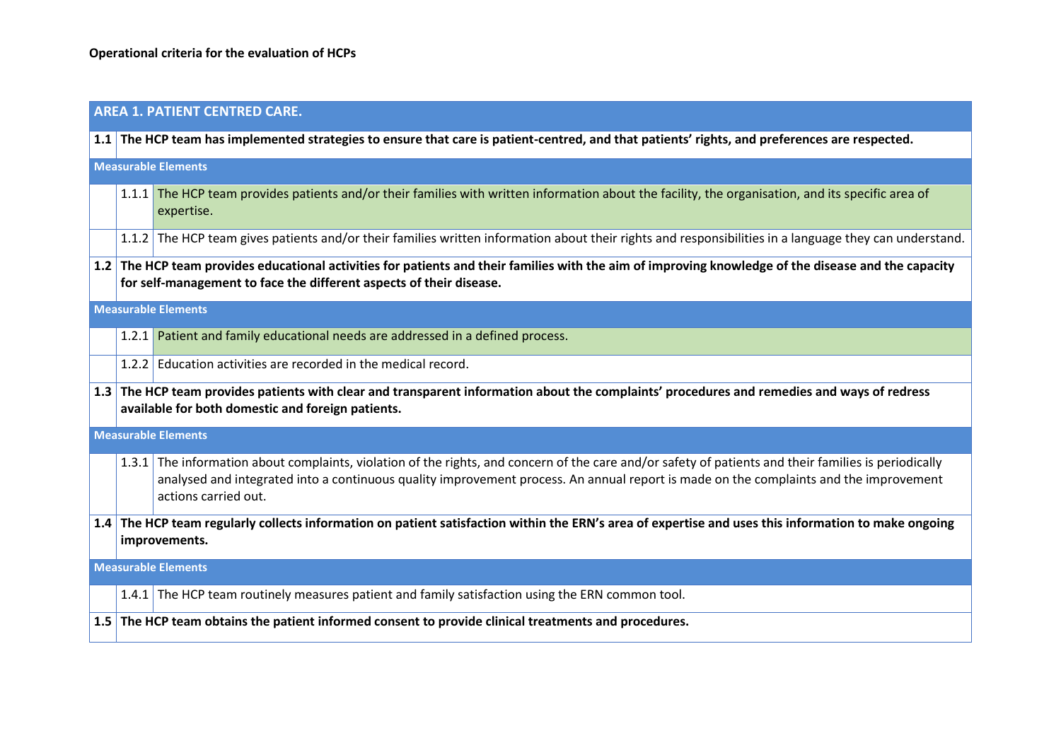**Operational criteria for the evaluation of HCPs**

| AREA 1. PATIENT CENTRED CARE. | | |
|---|---|---|
| **1.1** | **The HCP team has implemented strategies to ensure that care is patient-centred, and that patients' rights, and preferences are respected.** | |
| **Measurable Elements** | | |
| | 1.1.1 | The HCP team provides patients and/or their families with written information about the facility, the organisation, and its specific area of expertise. |
| | 1.1.2 | The HCP team gives patients and/or their families written information about their rights and responsibilities in a language they can understand. |
| **1.2** | **The HCP team provides educational activities for patients and their families with the aim of improving knowledge of the disease and the capacity for self-management to face the different aspects of their disease.** | |
| **Measurable Elements** | | |
| | 1.2.1 | Patient and family educational needs are addressed in a defined process. |
| | 1.2.2 | Education activities are recorded in the medical record. |
| **1.3** | **The HCP team provides patients with clear and transparent information about the complaints' procedures and remedies and ways of redress available for both domestic and foreign patients.** | |
| **Measurable Elements** | | |
| | 1.3.1 | The information about complaints, violation of the rights, and concern of the care and/or safety of patients and their families is periodically analysed and integrated into a continuous quality improvement process. An annual report is made on the complaints and the improvement actions carried out. |
| **1.4** | **The HCP team regularly collects information on patient satisfaction within the ERN's area of expertise and uses this information to make ongoing improvements.** | |
| **Measurable Elements** | | |
| | 1.4.1 | The HCP team routinely measures patient and family satisfaction using the ERN common tool. |
| **1.5** | **The HCP team obtains the patient informed consent to provide clinical treatments and procedures.** | |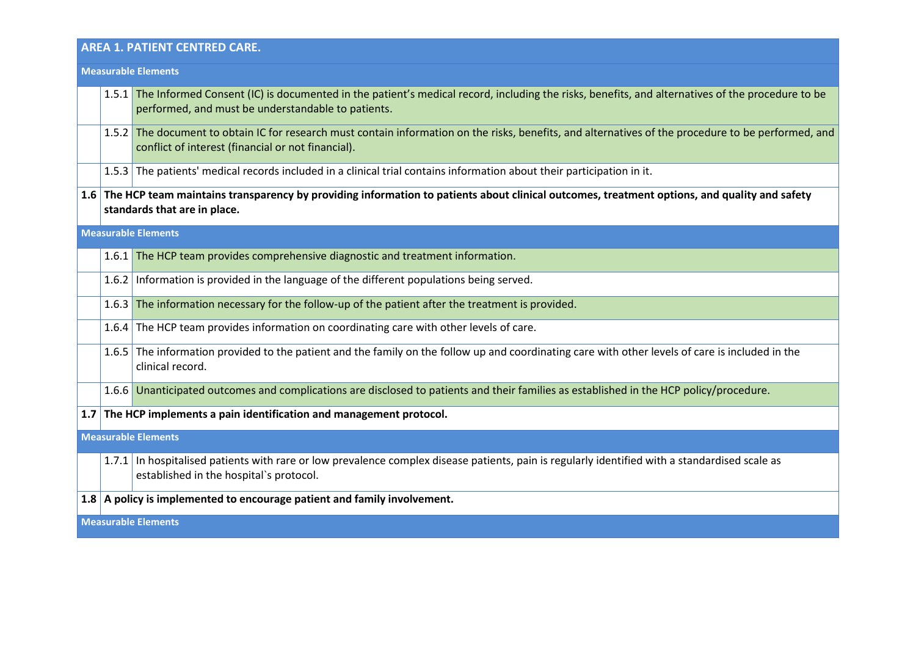| AREA 1. PATIENT CENTRED CARE. | | |
|---|---|---|
| **Measurable Elements** | | |
| | 1.5.1 | The Informed Consent (IC) is documented in the patient's medical record, including the risks, benefits, and alternatives of the procedure to be performed, and must be understandable to patients. |
| | 1.5.2 | The document to obtain IC for research must contain information on the risks, benefits, and alternatives of the procedure to be performed, and conflict of interest (financial or not financial). |
| | 1.5.3 | The patients' medical records included in a clinical trial contains information about their participation in it. |
| **1.6** | **The HCP team maintains transparency by providing information to patients about clinical outcomes, treatment options, and quality and safety standards that are in place.** | |
| **Measurable Elements** | | |
| | 1.6.1 | The HCP team provides comprehensive diagnostic and treatment information. |
| | 1.6.2 | Information is provided in the language of the different populations being served. |
| | 1.6.3 | The information necessary for the follow-up of the patient after the treatment is provided. |
| | 1.6.4 | The HCP team provides information on coordinating care with other levels of care. |
| | 1.6.5 | The information provided to the patient and the family on the follow up and coordinating care with other levels of care is included in the clinical record. |
| | 1.6.6 | Unanticipated outcomes and complications are disclosed to patients and their families as established in the HCP policy/procedure. |
| **1.7** | **The HCP implements a pain identification and management protocol.** | |
| **Measurable Elements** | | |
| | 1.7.1 | In hospitalised patients with rare or low prevalence complex disease patients, pain is regularly identified with a standardised scale as established in the hospital`s protocol. |
| **1.8** | **A policy is implemented to encourage patient and family involvement.** | |
| **Measurable Elements** | | |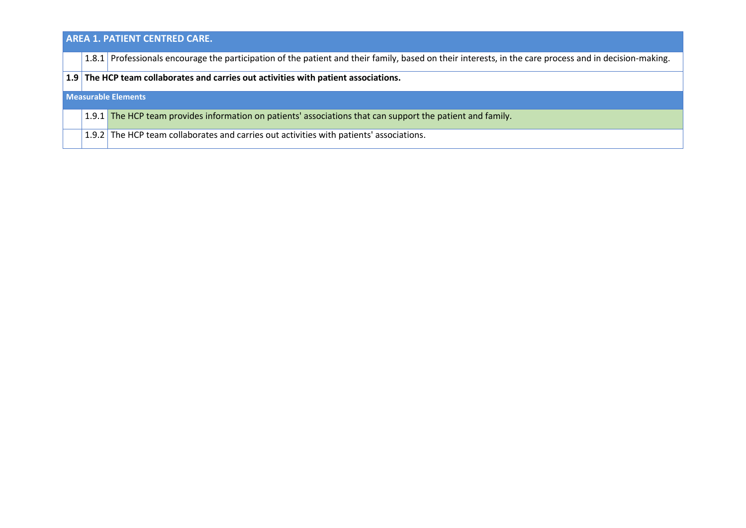| AREA 1. PATIENT CENTRED CARE. | | |
|---|---|---|
| | 1.8.1 | Professionals encourage the participation of the patient and their family, based on their interests, in the care process and in decision-making. |
| **1.9** | **The HCP team collaborates and carries out activities with patient associations.** | |
| **Measurable Elements** | | |
| | 1.9.1 | The HCP team provides information on patients' associations that can support the patient and family. |
| | 1.9.2 | The HCP team collaborates and carries out activities with patients' associations. |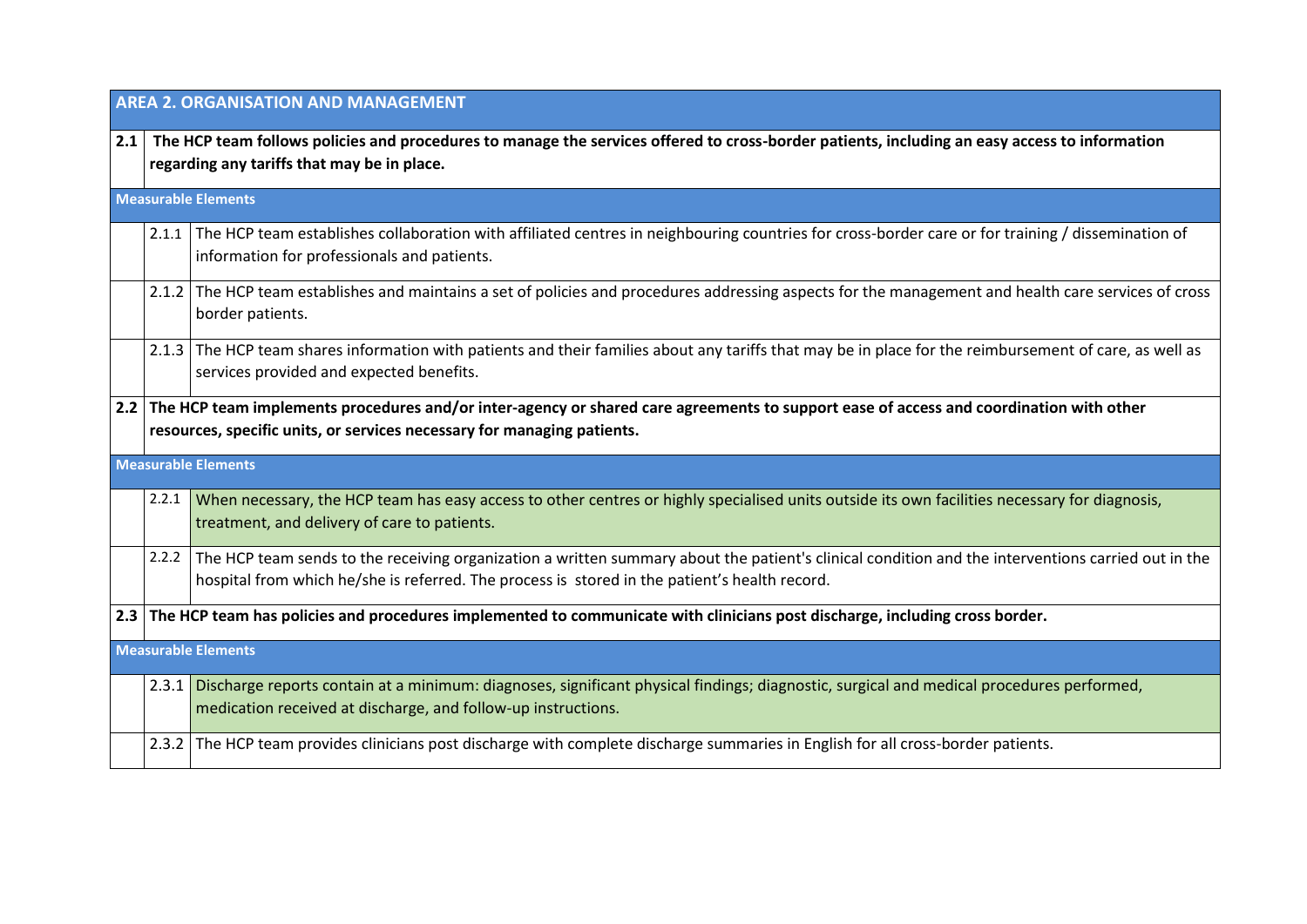| AREA 2. ORGANISATION AND MANAGEMENT | | |
|---|---|---|
| **2.1** | **The HCP team follows policies and procedures to manage the services offered to cross-border patients, including an easy access to information regarding any tariffs that may be in place.** | |
| **Measurable Elements** | | |
| | 2.1.1 | The HCP team establishes collaboration with affiliated centres in neighbouring countries for cross-border care or for training / dissemination of information for professionals and patients. |
| | 2.1.2 | The HCP team establishes and maintains a set of policies and procedures addressing aspects for the management and health care services of cross border patients. |
| | 2.1.3 | The HCP team shares information with patients and their families about any tariffs that may be in place for the reimbursement of care, as well as services provided and expected benefits. |
| **2.2** | **The HCP team implements procedures and/or inter-agency or shared care agreements to support ease of access and coordination with other resources, specific units, or services necessary for managing patients.** | |
| **Measurable Elements** | | |
| | 2.2.1 | When necessary, the HCP team has easy access to other centres or highly specialised units outside its own facilities necessary for diagnosis, treatment, and delivery of care to patients. |
| | 2.2.2 | The HCP team sends to the receiving organization a written summary about the patient's clinical condition and the interventions carried out in the hospital from which he/she is referred. The process is stored in the patient's health record. |
| **2.3** | **The HCP team has policies and procedures implemented to communicate with clinicians post discharge, including cross border.** | |
| **Measurable Elements** | | |
| | 2.3.1 | Discharge reports contain at a minimum: diagnoses, significant physical findings; diagnostic, surgical and medical procedures performed, medication received at discharge, and follow-up instructions. |
| | 2.3.2 | The HCP team provides clinicians post discharge with complete discharge summaries in English for all cross-border patients. |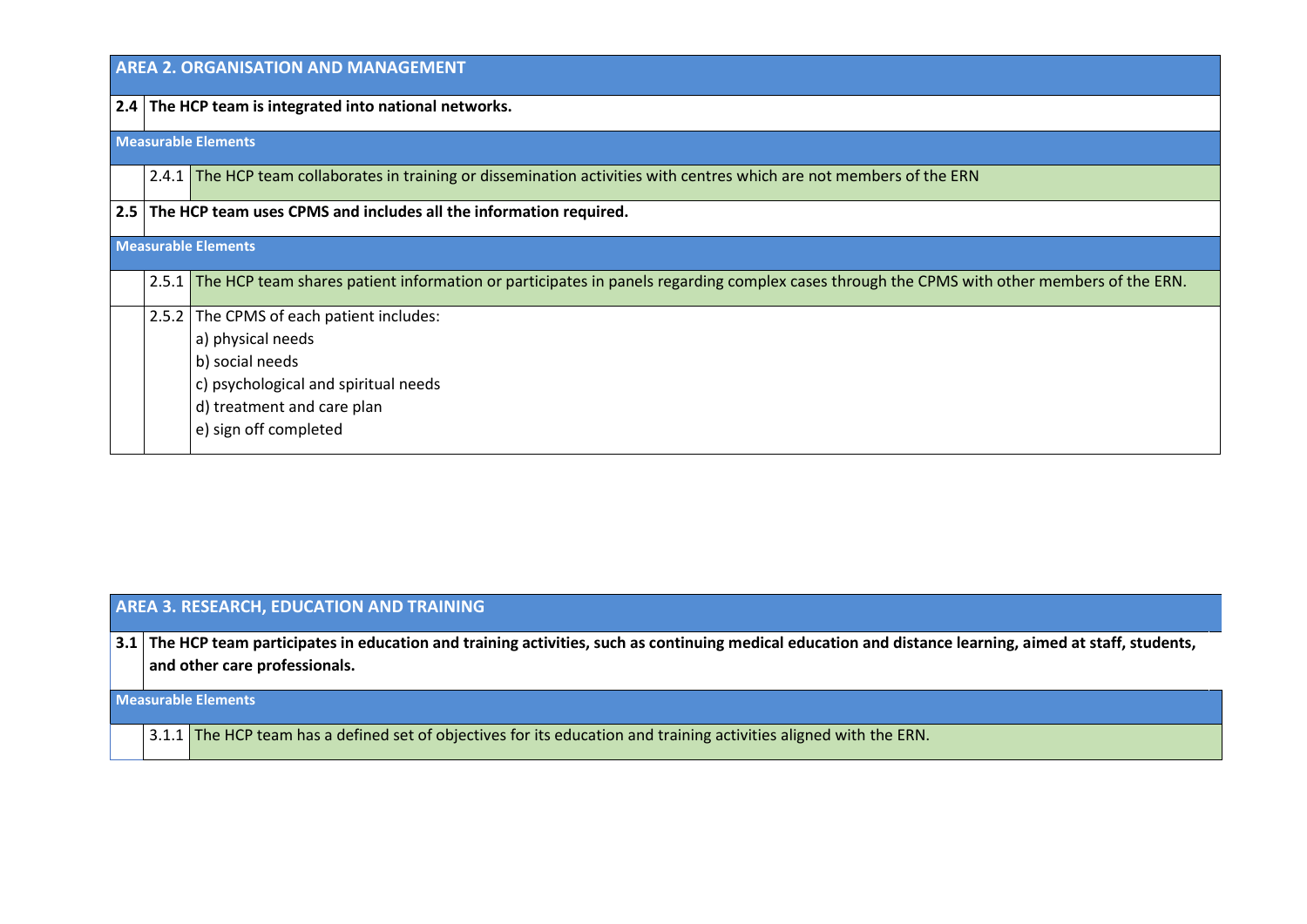| AREA 2. ORGANISATION AND MANAGEMENT | | |
|---|---|---|
| **2.4** | **The HCP team is integrated into national networks.** | |
| **Measurable Elements** | | |
| | 2.4.1 | The HCP team collaborates in training or dissemination activities with centres which are not members of the ERN |
| **2.5** | **The HCP team uses CPMS and includes all the information required.** | |
| **Measurable Elements** | | |
| | 2.5.1 | The HCP team shares patient information or participates in panels regarding complex cases through the CPMS with other members of the ERN. |
| | 2.5.2 | The CPMS of each patient includes:<br>a) physical needs<br>b) social needs<br>c) psychological and spiritual needs<br>d) treatment and care plan<br>e) sign off completed |

| AREA 3. RESEARCH, EDUCATION AND TRAINING | | |
|---|---|---|
| **3.1** | **The HCP team participates in education and training activities, such as continuing medical education and distance learning, aimed at staff, students, and other care professionals.** | |
| **Measurable Elements** | | |
| | 3.1.1 | The HCP team has a defined set of objectives for its education and training activities aligned with the ERN. |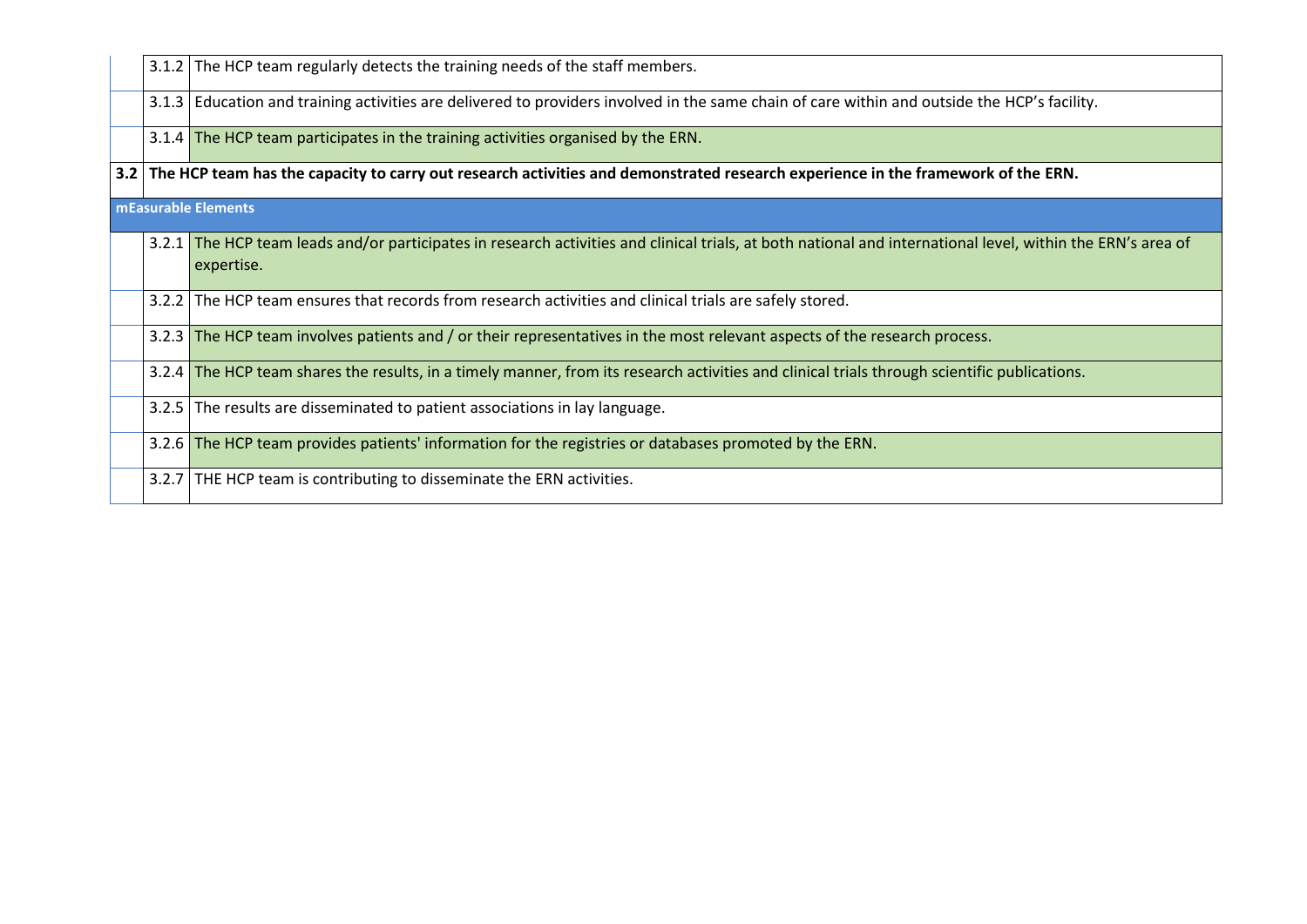| | | |
|---|---|---|
| | 3.1.2 | The HCP team regularly detects the training needs of the staff members. |
| | 3.1.3 | Education and training activities are delivered to providers involved in the same chain of care within and outside the HCP's facility. |
| | 3.1.4 | The HCP team participates in the training activities organised by the ERN. |
| **3.2** | **The HCP team has the capacity to carry out research activities and demonstrated research experience in the framework of the ERN.** | |
| **mEasurable Elements** | | |
| | 3.2.1 | The HCP team leads and/or participates in research activities and clinical trials, at both national and international level, within the ERN's area of expertise. |
| | 3.2.2 | The HCP team ensures that records from research activities and clinical trials are safely stored. |
| | 3.2.3 | The HCP team involves patients and / or their representatives in the most relevant aspects of the research process. |
| | 3.2.4 | The HCP team shares the results, in a timely manner, from its research activities and clinical trials through scientific publications. |
| | 3.2.5 | The results are disseminated to patient associations in lay language. |
| | 3.2.6 | The HCP team provides patients' information for the registries or databases promoted by the ERN. |
| | 3.2.7 | THE HCP team is contributing to disseminate the ERN activities. |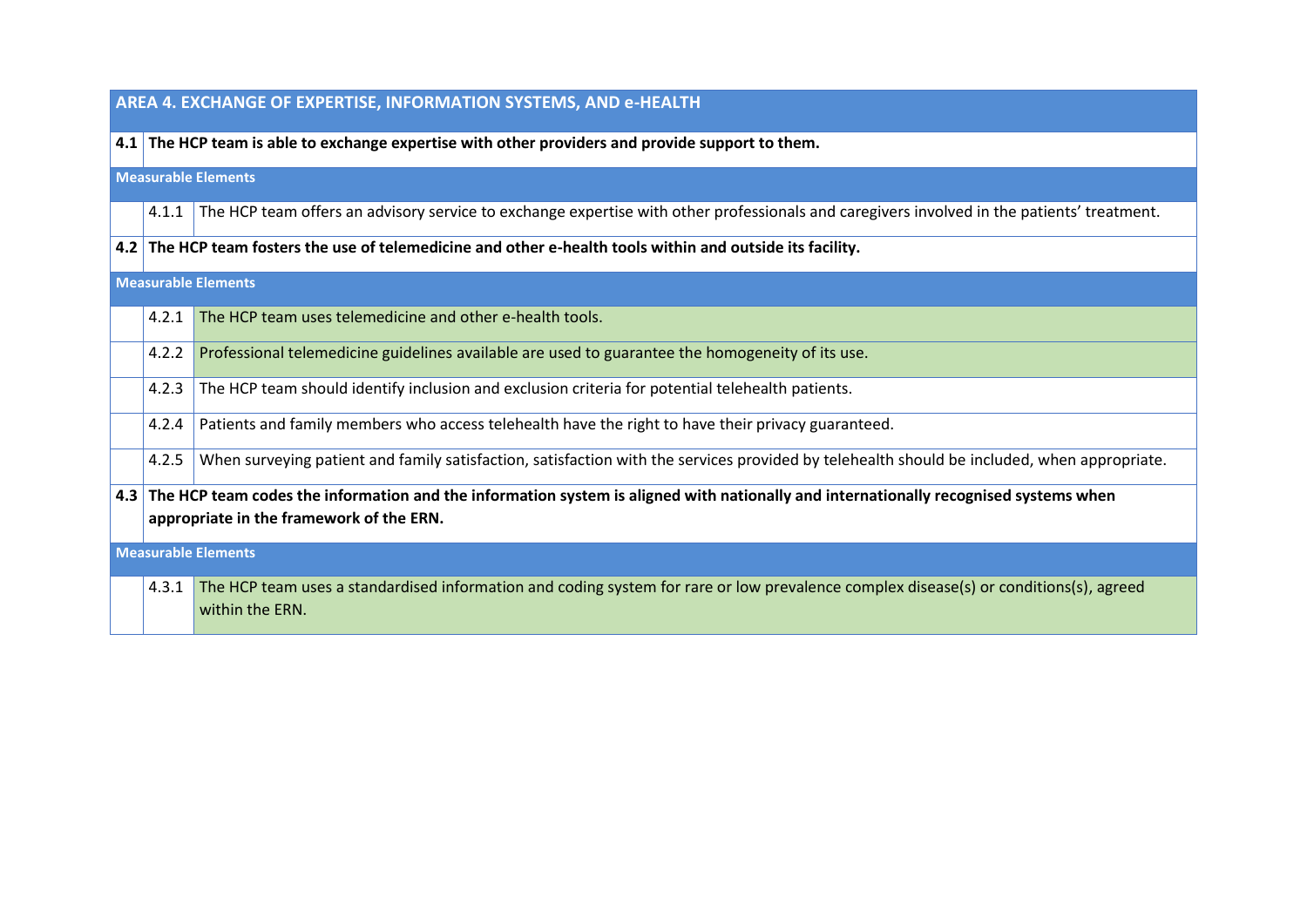| AREA 4. EXCHANGE OF EXPERTISE, INFORMATION SYSTEMS, AND e-HEALTH | | |
|---|---|---|
| **4.1** | **The HCP team is able to exchange expertise with other providers and provide support to them.** | |
| **Measurable Elements** | | |
| | 4.1.1 | The HCP team offers an advisory service to exchange expertise with other professionals and caregivers involved in the patients' treatment. |
| **4.2** | **The HCP team fosters the use of telemedicine and other e-health tools within and outside its facility.** | |
| **Measurable Elements** | | |
| | 4.2.1 | The HCP team uses telemedicine and other e-health tools. |
| | 4.2.2 | Professional telemedicine guidelines available are used to guarantee the homogeneity of its use. |
| | 4.2.3 | The HCP team should identify inclusion and exclusion criteria for potential telehealth patients. |
| | 4.2.4 | Patients and family members who access telehealth have the right to have their privacy guaranteed. |
| | 4.2.5 | When surveying patient and family satisfaction, satisfaction with the services provided by telehealth should be included, when appropriate. |
| **4.3** | **The HCP team codes the information and the information system is aligned with nationally and internationally recognised systems when appropriate in the framework of the ERN.** | |
| **Measurable Elements** | | |
| | 4.3.1 | The HCP team uses a standardised information and coding system for rare or low prevalence complex disease(s) or conditions(s), agreed within the ERN. |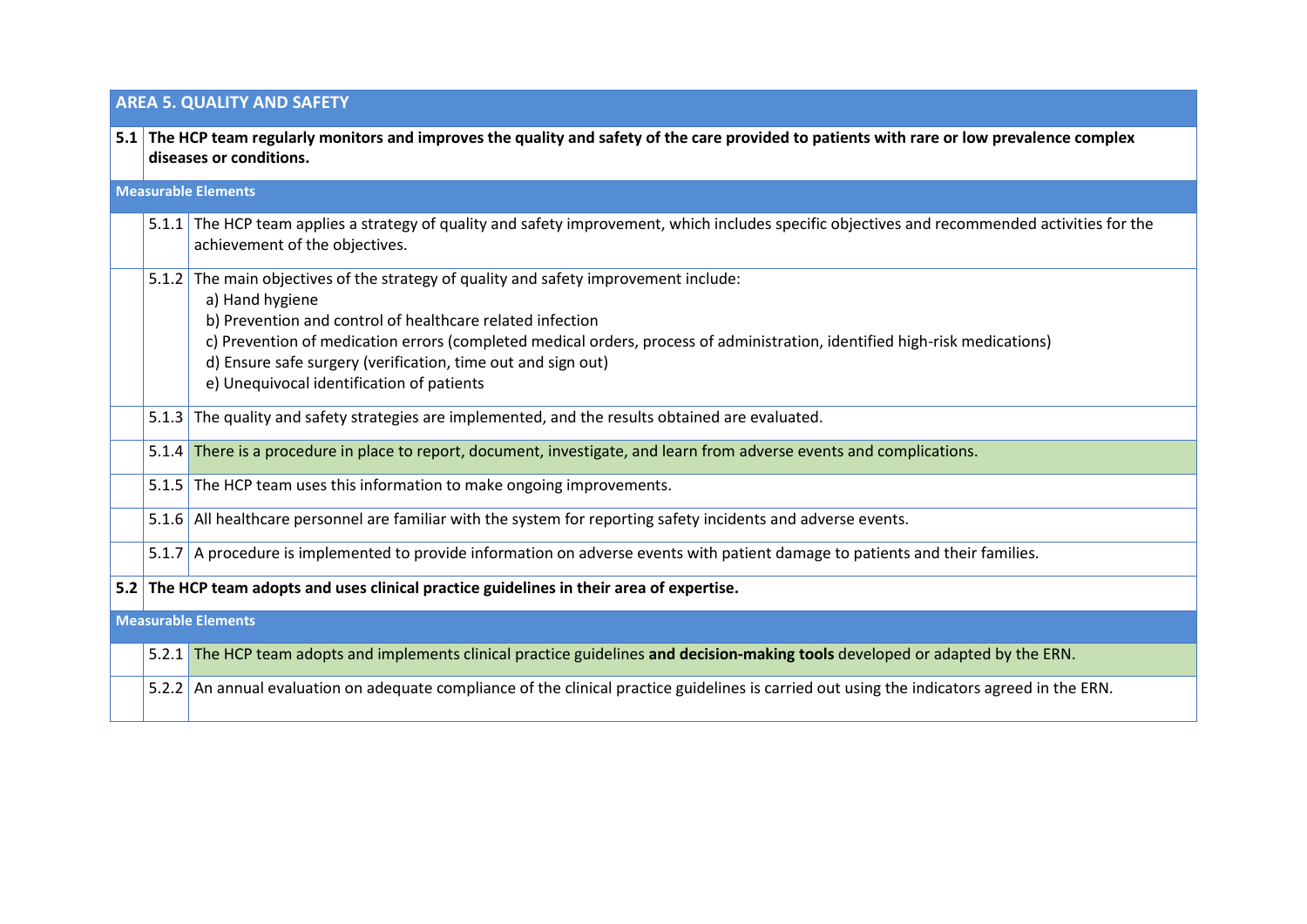| AREA 5. QUALITY AND SAFETY | | |
|---|---|---|
| **5.1** | **The HCP team regularly monitors and improves the quality and safety of the care provided to patients with rare or low prevalence complex diseases or conditions.** | |
| **Measurable Elements** | | |
| | 5.1.1 | The HCP team applies a strategy of quality and safety improvement, which includes specific objectives and recommended activities for the achievement of the objectives. |
| | 5.1.2 | The main objectives of the strategy of quality and safety improvement include:<br>a) Hand hygiene<br>b) Prevention and control of healthcare related infection<br>c) Prevention of medication errors (completed medical orders, process of administration, identified high-risk medications)<br>d) Ensure safe surgery (verification, time out and sign out)<br>e) Unequivocal identification of patients |
| | 5.1.3 | The quality and safety strategies are implemented, and the results obtained are evaluated. |
| | 5.1.4 | There is a procedure in place to report, document, investigate, and learn from adverse events and complications. |
| | 5.1.5 | The HCP team uses this information to make ongoing improvements. |
| | 5.1.6 | All healthcare personnel are familiar with the system for reporting safety incidents and adverse events. |
| | 5.1.7 | A procedure is implemented to provide information on adverse events with patient damage to patients and their families. |
| **5.2** | **The HCP team adopts and uses clinical practice guidelines in their area of expertise.** | |
| **Measurable Elements** | | |
| | 5.2.1 | The HCP team adopts and implements clinical practice guidelines **and decision-making tools** developed or adapted by the ERN. |
| | 5.2.2 | An annual evaluation on adequate compliance of the clinical practice guidelines is carried out using the indicators agreed in the ERN. |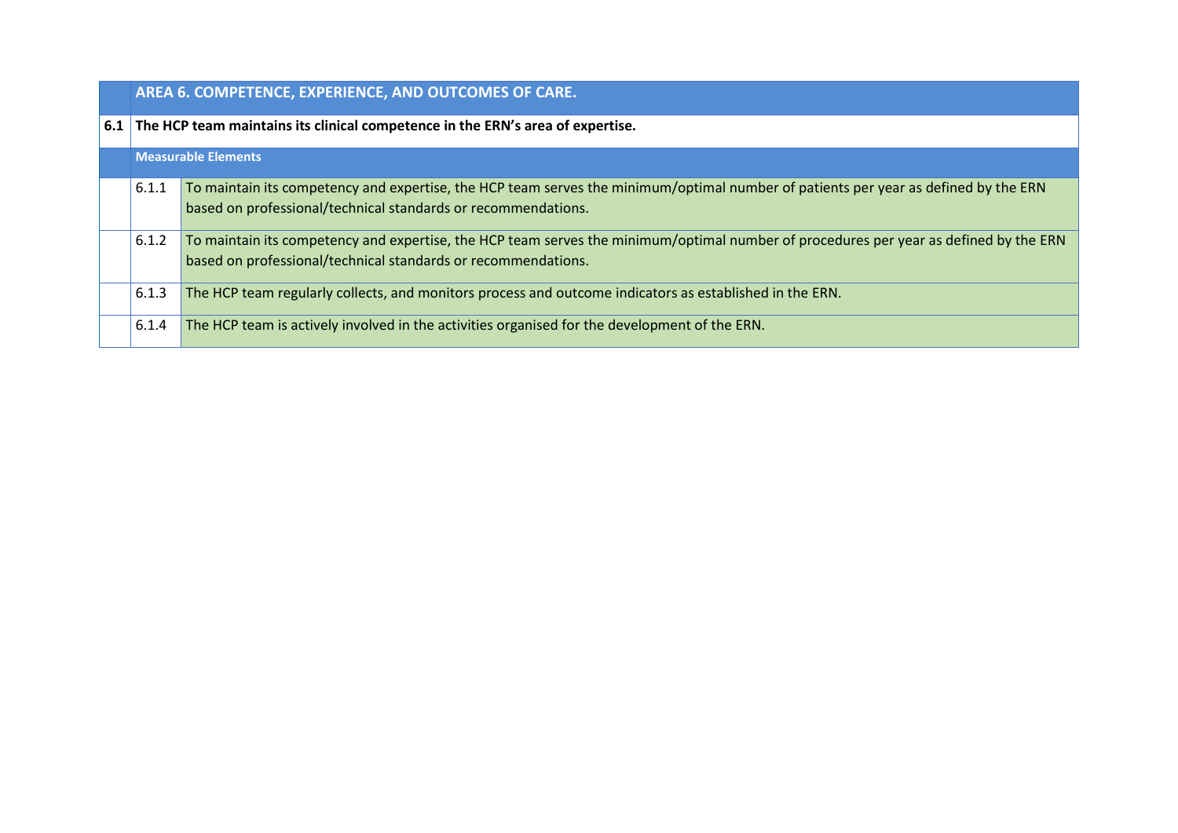| | AREA 6. COMPETENCE, EXPERIENCE, AND OUTCOMES OF CARE. | |
|---|---|---|
| **6.1** | **The HCP team maintains its clinical competence in the ERN's area of expertise.** | |
| | **Measurable Elements** | |
| | 6.1.1 | To maintain its competency and expertise, the HCP team serves the minimum/optimal number of patients per year as defined by the ERN based on professional/technical standards or recommendations. |
| | 6.1.2 | To maintain its competency and expertise, the HCP team serves the minimum/optimal number of procedures per year as defined by the ERN based on professional/technical standards or recommendations. |
| | 6.1.3 | The HCP team regularly collects, and monitors process and outcome indicators as established in the ERN. |
| | 6.1.4 | The HCP team is actively involved in the activities organised for the development of the ERN. |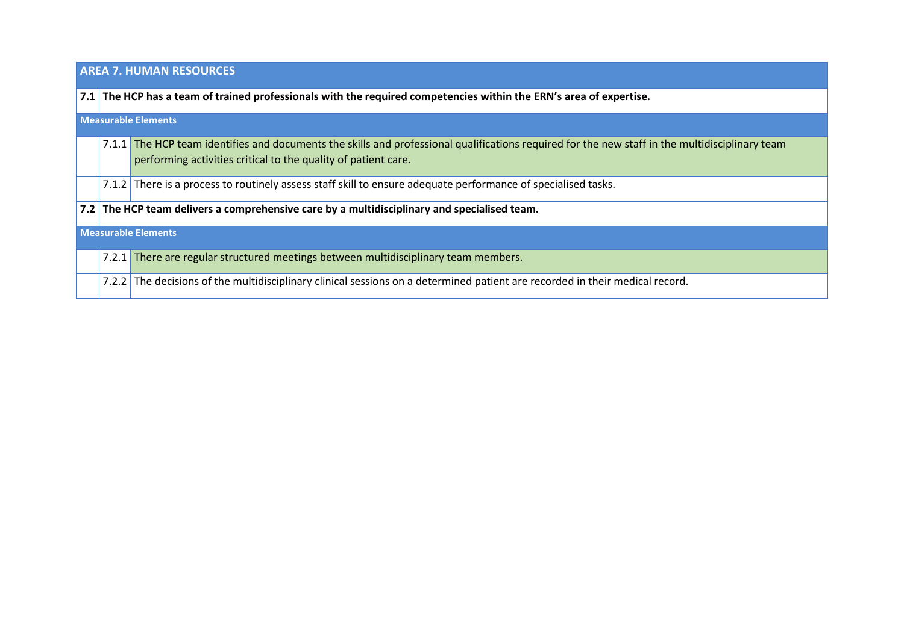| AREA 7. HUMAN RESOURCES | | |
|---|---|---|
| **7.1** | **The HCP has a team of trained professionals with the required competencies within the ERN's area of expertise.** | |
| **Measurable Elements** | | |
| | 7.1.1 | The HCP team identifies and documents the skills and professional qualifications required for the new staff in the multidisciplinary team performing activities critical to the quality of patient care. |
| | 7.1.2 | There is a process to routinely assess staff skill to ensure adequate performance of specialised tasks. |
| **7.2** | **The HCP team delivers a comprehensive care by a multidisciplinary and specialised team.** | |
| **Measurable Elements** | | |
| | 7.2.1 | There are regular structured meetings between multidisciplinary team members. |
| | 7.2.2 | The decisions of the multidisciplinary clinical sessions on a determined patient are recorded in their medical record. |